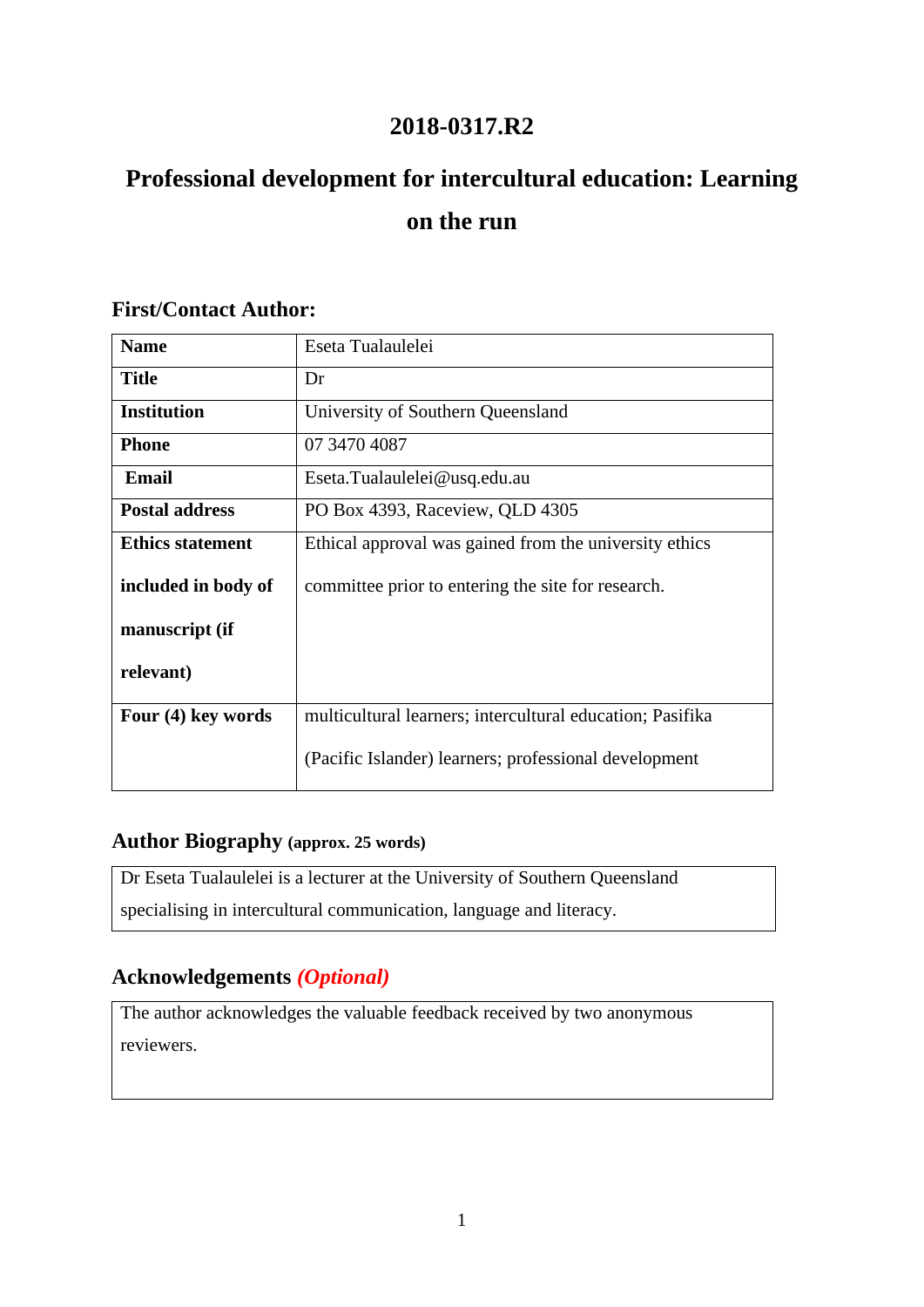# 2018-0317.R2

# Professional development for intercultural education: Learning on the run

## First/Contact Author:

| | |
|---|---|
| **Name** | Eseta Tualaulelei |
| **Title** | Dr |
| **Institution** | University of Southern Queensland |
| **Phone** | 07 3470 4087 |
| **Email** | Eseta.Tualaulelei@usq.edu.au |
| **Postal address** | PO Box 4393, Raceview, QLD 4305 |
| **Ethics statement included in body of manuscript (if relevant)** | Ethical approval was gained from the university ethics committee prior to entering the site for research. |
| **Four (4) key words** | multicultural learners; intercultural education; Pasifika (Pacific Islander) learners; professional development |

## Author Biography (approx. 25 words)

Dr Eseta Tualaulelei is a lecturer at the University of Southern Queensland specialising in intercultural communication, language and literacy.

## Acknowledgements *(Optional)*

The author acknowledges the valuable feedback received by two anonymous reviewers.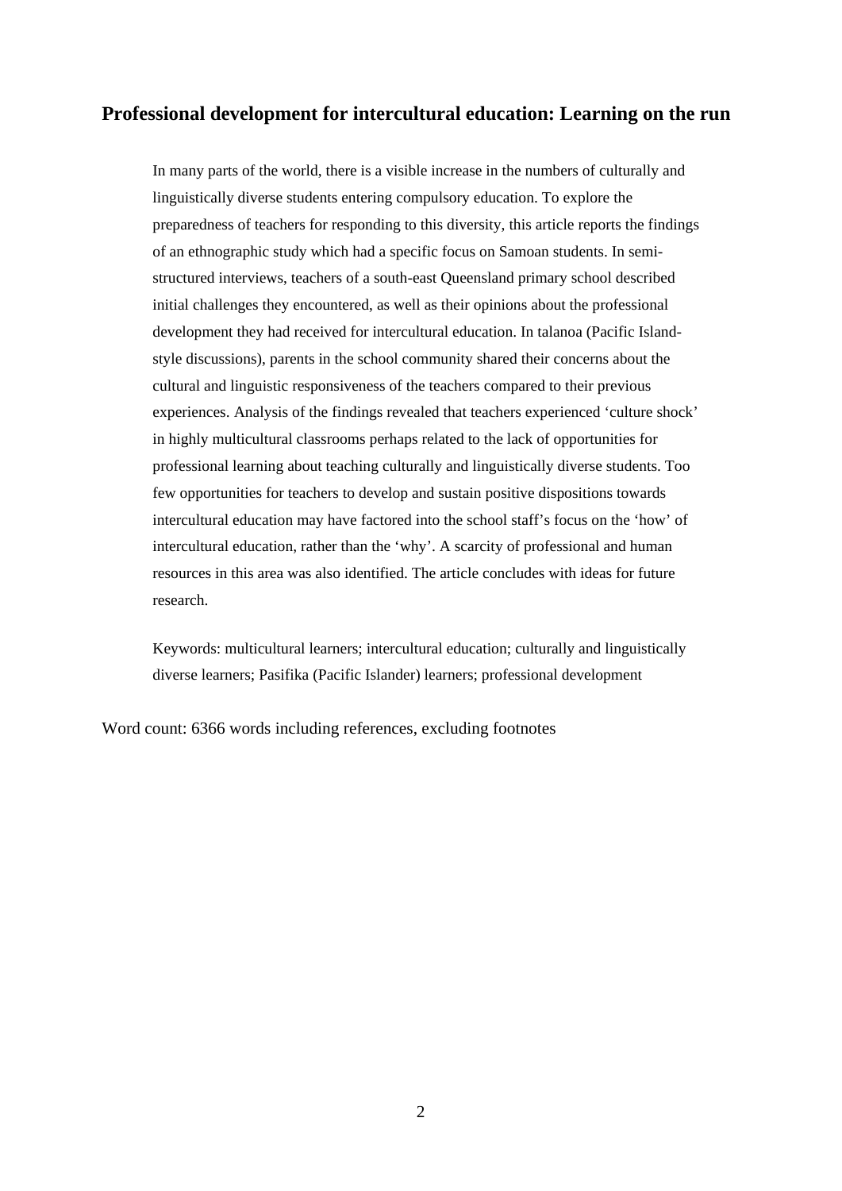# Professional development for intercultural education: Learning on the run

In many parts of the world, there is a visible increase in the numbers of culturally and linguistically diverse students entering compulsory education. To explore the preparedness of teachers for responding to this diversity, this article reports the findings of an ethnographic study which had a specific focus on Samoan students. In semi-structured interviews, teachers of a south-east Queensland primary school described initial challenges they encountered, as well as their opinions about the professional development they had received for intercultural education. In talanoa (Pacific Island-style discussions), parents in the school community shared their concerns about the cultural and linguistic responsiveness of the teachers compared to their previous experiences. Analysis of the findings revealed that teachers experienced 'culture shock' in highly multicultural classrooms perhaps related to the lack of opportunities for professional learning about teaching culturally and linguistically diverse students. Too few opportunities for teachers to develop and sustain positive dispositions towards intercultural education may have factored into the school staff's focus on the 'how' of intercultural education, rather than the 'why'. A scarcity of professional and human resources in this area was also identified. The article concludes with ideas for future research.

Keywords: multicultural learners; intercultural education; culturally and linguistically diverse learners; Pasifika (Pacific Islander) learners; professional development

Word count: 6366 words including references, excluding footnotes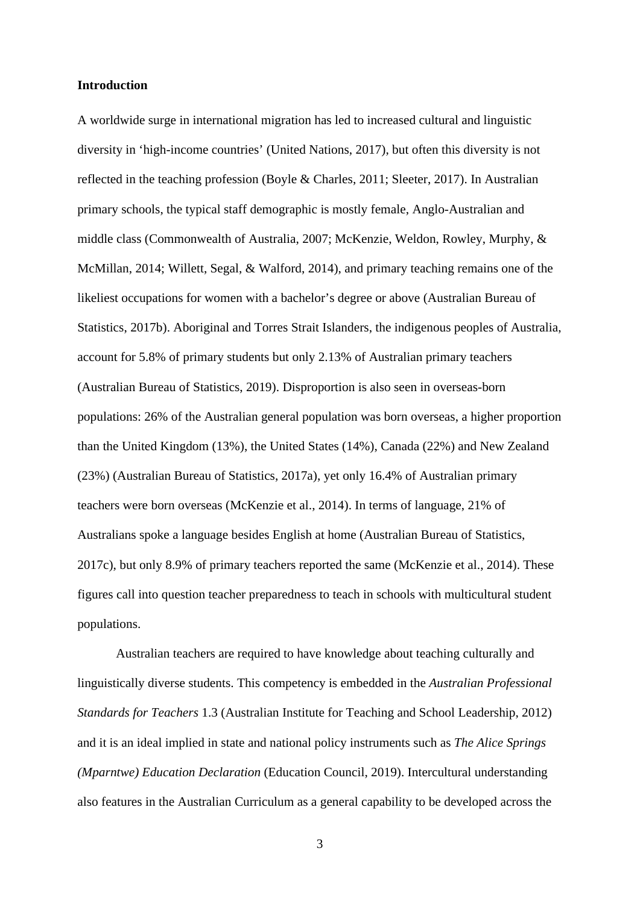## Introduction

A worldwide surge in international migration has led to increased cultural and linguistic diversity in 'high-income countries' (United Nations, 2017), but often this diversity is not reflected in the teaching profession (Boyle & Charles, 2011; Sleeter, 2017). In Australian primary schools, the typical staff demographic is mostly female, Anglo-Australian and middle class (Commonwealth of Australia, 2007; McKenzie, Weldon, Rowley, Murphy, & McMillan, 2014; Willett, Segal, & Walford, 2014), and primary teaching remains one of the likeliest occupations for women with a bachelor's degree or above (Australian Bureau of Statistics, 2017b). Aboriginal and Torres Strait Islanders, the indigenous peoples of Australia, account for 5.8% of primary students but only 2.13% of Australian primary teachers (Australian Bureau of Statistics, 2019). Disproportion is also seen in overseas-born populations: 26% of the Australian general population was born overseas, a higher proportion than the United Kingdom (13%), the United States (14%), Canada (22%) and New Zealand (23%) (Australian Bureau of Statistics, 2017a), yet only 16.4% of Australian primary teachers were born overseas (McKenzie et al., 2014). In terms of language, 21% of Australians spoke a language besides English at home (Australian Bureau of Statistics, 2017c), but only 8.9% of primary teachers reported the same (McKenzie et al., 2014). These figures call into question teacher preparedness to teach in schools with multicultural student populations.

Australian teachers are required to have knowledge about teaching culturally and linguistically diverse students. This competency is embedded in the *Australian Professional Standards for Teachers* 1.3 (Australian Institute for Teaching and School Leadership, 2012) and it is an ideal implied in state and national policy instruments such as *The Alice Springs (Mparntwe) Education Declaration* (Education Council, 2019). Intercultural understanding also features in the Australian Curriculum as a general capability to be developed across the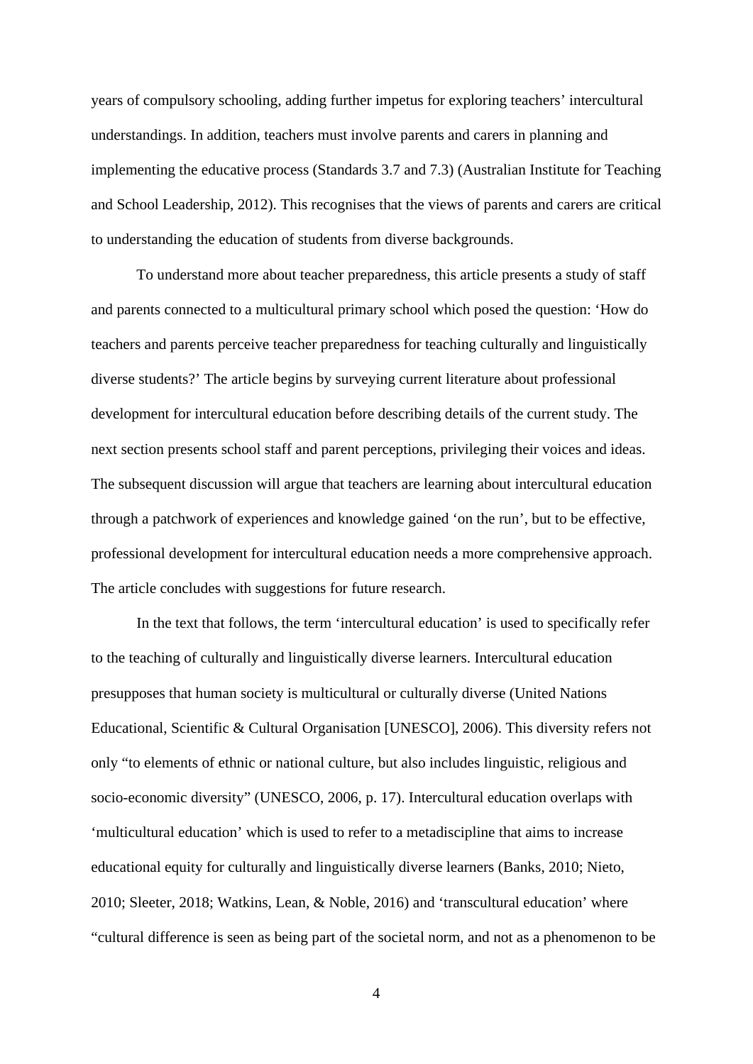years of compulsory schooling, adding further impetus for exploring teachers' intercultural understandings. In addition, teachers must involve parents and carers in planning and implementing the educative process (Standards 3.7 and 7.3) (Australian Institute for Teaching and School Leadership, 2012). This recognises that the views of parents and carers are critical to understanding the education of students from diverse backgrounds.

To understand more about teacher preparedness, this article presents a study of staff and parents connected to a multicultural primary school which posed the question: 'How do teachers and parents perceive teacher preparedness for teaching culturally and linguistically diverse students?' The article begins by surveying current literature about professional development for intercultural education before describing details of the current study. The next section presents school staff and parent perceptions, privileging their voices and ideas. The subsequent discussion will argue that teachers are learning about intercultural education through a patchwork of experiences and knowledge gained 'on the run', but to be effective, professional development for intercultural education needs a more comprehensive approach. The article concludes with suggestions for future research.

In the text that follows, the term 'intercultural education' is used to specifically refer to the teaching of culturally and linguistically diverse learners. Intercultural education presupposes that human society is multicultural or culturally diverse (United Nations Educational, Scientific & Cultural Organisation [UNESCO], 2006). This diversity refers not only "to elements of ethnic or national culture, but also includes linguistic, religious and socio-economic diversity" (UNESCO, 2006, p. 17). Intercultural education overlaps with 'multicultural education' which is used to refer to a metadiscipline that aims to increase educational equity for culturally and linguistically diverse learners (Banks, 2010; Nieto, 2010; Sleeter, 2018; Watkins, Lean, & Noble, 2016) and 'transcultural education' where "cultural difference is seen as being part of the societal norm, and not as a phenomenon to be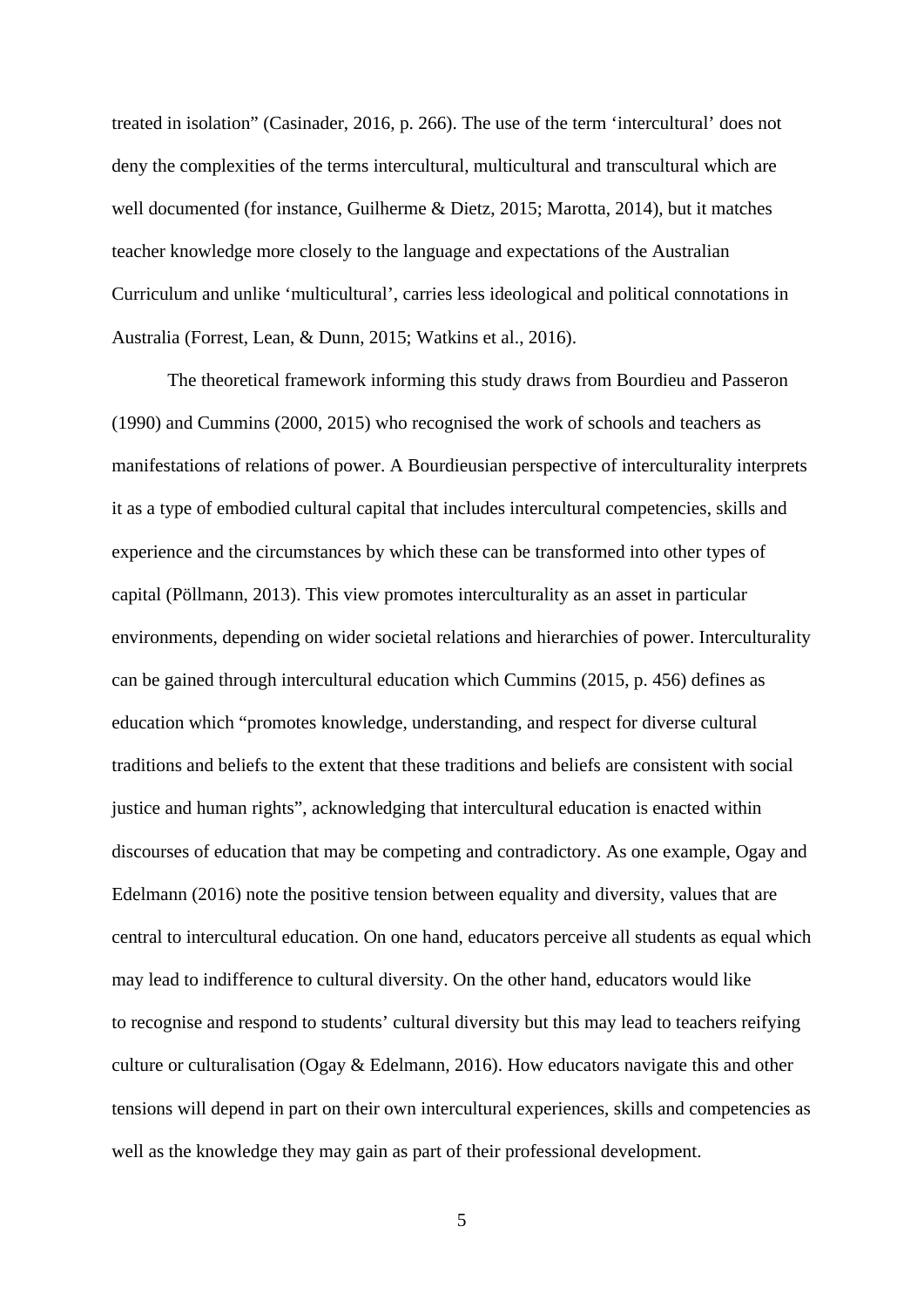treated in isolation" (Casinader, 2016, p. 266). The use of the term 'intercultural' does not deny the complexities of the terms intercultural, multicultural and transcultural which are well documented (for instance, Guilherme & Dietz, 2015; Marotta, 2014), but it matches teacher knowledge more closely to the language and expectations of the Australian Curriculum and unlike 'multicultural', carries less ideological and political connotations in Australia (Forrest, Lean, & Dunn, 2015; Watkins et al., 2016).

The theoretical framework informing this study draws from Bourdieu and Passeron (1990) and Cummins (2000, 2015) who recognised the work of schools and teachers as manifestations of relations of power. A Bourdieusian perspective of interculturality interprets it as a type of embodied cultural capital that includes intercultural competencies, skills and experience and the circumstances by which these can be transformed into other types of capital (Pöllmann, 2013). This view promotes interculturality as an asset in particular environments, depending on wider societal relations and hierarchies of power. Interculturality can be gained through intercultural education which Cummins (2015, p. 456) defines as education which "promotes knowledge, understanding, and respect for diverse cultural traditions and beliefs to the extent that these traditions and beliefs are consistent with social justice and human rights", acknowledging that intercultural education is enacted within discourses of education that may be competing and contradictory. As one example, Ogay and Edelmann (2016) note the positive tension between equality and diversity, values that are central to intercultural education. On one hand, educators perceive all students as equal which may lead to indifference to cultural diversity. On the other hand, educators would like to recognise and respond to students' cultural diversity but this may lead to teachers reifying culture or culturalisation (Ogay & Edelmann, 2016). How educators navigate this and other tensions will depend in part on their own intercultural experiences, skills and competencies as well as the knowledge they may gain as part of their professional development.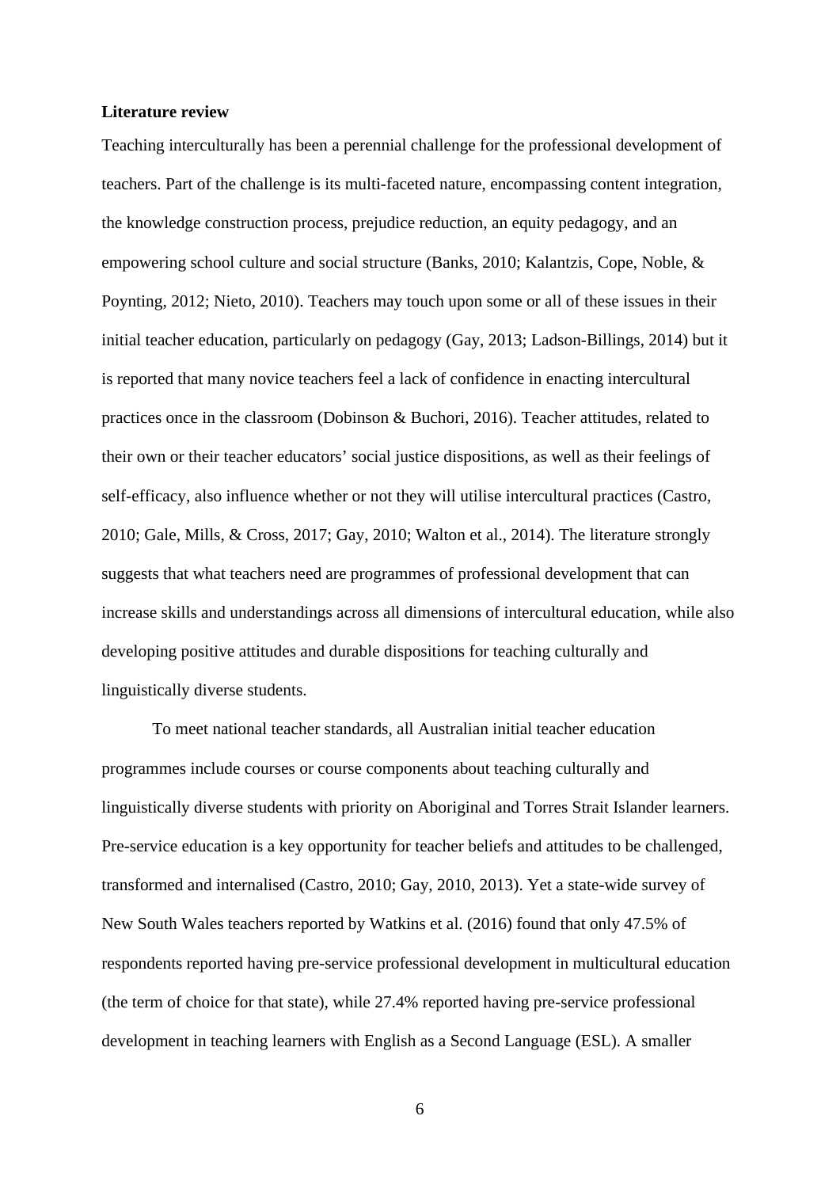**Literature review**

Teaching interculturally has been a perennial challenge for the professional development of teachers. Part of the challenge is its multi-faceted nature, encompassing content integration, the knowledge construction process, prejudice reduction, an equity pedagogy, and an empowering school culture and social structure (Banks, 2010; Kalantzis, Cope, Noble, & Poynting, 2012; Nieto, 2010). Teachers may touch upon some or all of these issues in their initial teacher education, particularly on pedagogy (Gay, 2013; Ladson-Billings, 2014) but it is reported that many novice teachers feel a lack of confidence in enacting intercultural practices once in the classroom (Dobinson & Buchori, 2016). Teacher attitudes, related to their own or their teacher educators' social justice dispositions, as well as their feelings of self-efficacy, also influence whether or not they will utilise intercultural practices (Castro, 2010; Gale, Mills, & Cross, 2017; Gay, 2010; Walton et al., 2014). The literature strongly suggests that what teachers need are programmes of professional development that can increase skills and understandings across all dimensions of intercultural education, while also developing positive attitudes and durable dispositions for teaching culturally and linguistically diverse students.

To meet national teacher standards, all Australian initial teacher education programmes include courses or course components about teaching culturally and linguistically diverse students with priority on Aboriginal and Torres Strait Islander learners. Pre-service education is a key opportunity for teacher beliefs and attitudes to be challenged, transformed and internalised (Castro, 2010; Gay, 2010, 2013). Yet a state-wide survey of New South Wales teachers reported by Watkins et al. (2016) found that only 47.5% of respondents reported having pre-service professional development in multicultural education (the term of choice for that state), while 27.4% reported having pre-service professional development in teaching learners with English as a Second Language (ESL). A smaller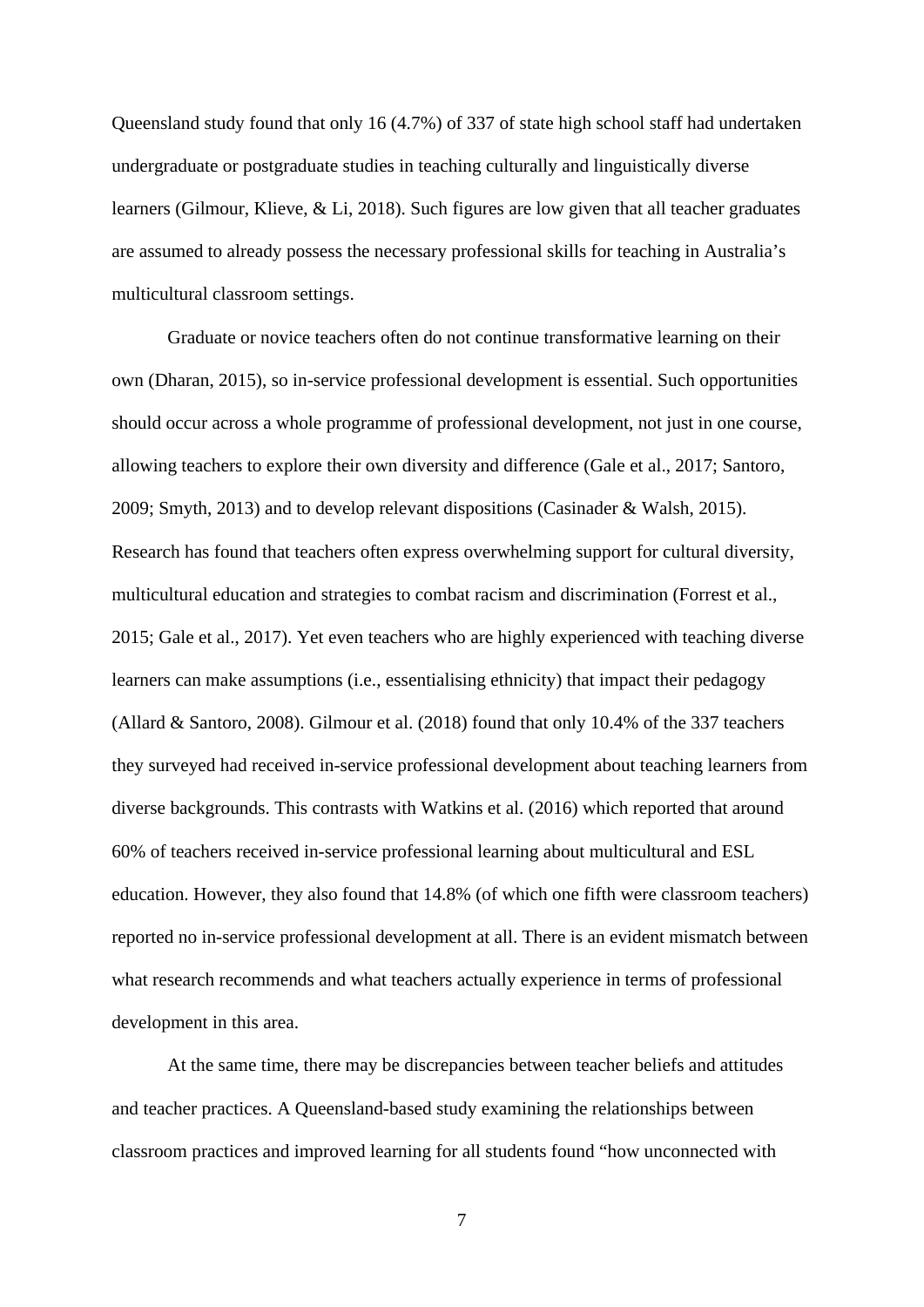Queensland study found that only 16 (4.7%) of 337 of state high school staff had undertaken undergraduate or postgraduate studies in teaching culturally and linguistically diverse learners (Gilmour, Klieve, & Li, 2018). Such figures are low given that all teacher graduates are assumed to already possess the necessary professional skills for teaching in Australia's multicultural classroom settings.

Graduate or novice teachers often do not continue transformative learning on their own (Dharan, 2015), so in-service professional development is essential. Such opportunities should occur across a whole programme of professional development, not just in one course, allowing teachers to explore their own diversity and difference (Gale et al., 2017; Santoro, 2009; Smyth, 2013) and to develop relevant dispositions (Casinader & Walsh, 2015). Research has found that teachers often express overwhelming support for cultural diversity, multicultural education and strategies to combat racism and discrimination (Forrest et al., 2015; Gale et al., 2017). Yet even teachers who are highly experienced with teaching diverse learners can make assumptions (i.e., essentialising ethnicity) that impact their pedagogy (Allard & Santoro, 2008). Gilmour et al. (2018) found that only 10.4% of the 337 teachers they surveyed had received in-service professional development about teaching learners from diverse backgrounds. This contrasts with Watkins et al. (2016) which reported that around 60% of teachers received in-service professional learning about multicultural and ESL education. However, they also found that 14.8% (of which one fifth were classroom teachers) reported no in-service professional development at all. There is an evident mismatch between what research recommends and what teachers actually experience in terms of professional development in this area.

At the same time, there may be discrepancies between teacher beliefs and attitudes and teacher practices. A Queensland-based study examining the relationships between classroom practices and improved learning for all students found "how unconnected with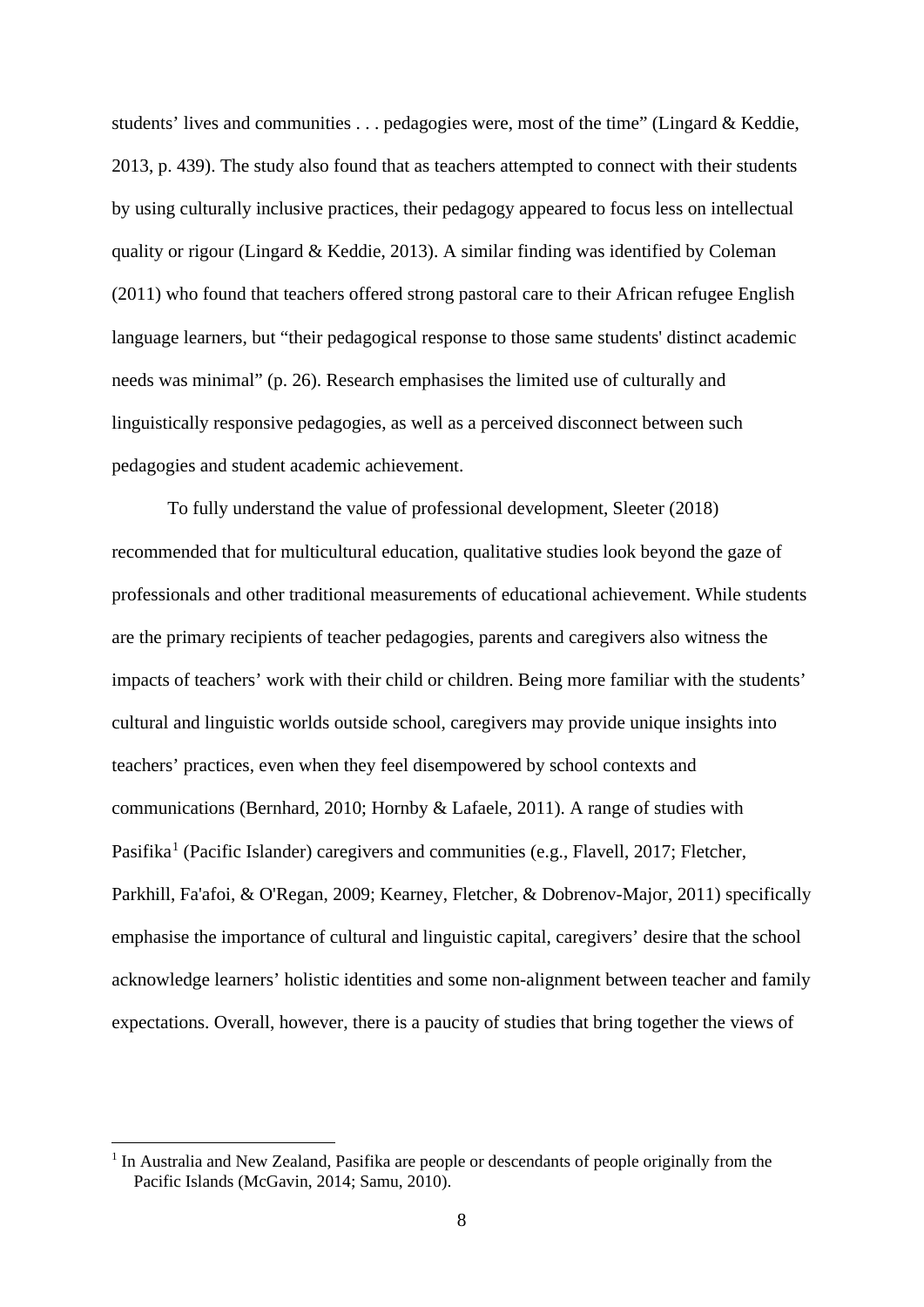students' lives and communities . . . pedagogies were, most of the time" (Lingard & Keddie, 2013, p. 439). The study also found that as teachers attempted to connect with their students by using culturally inclusive practices, their pedagogy appeared to focus less on intellectual quality or rigour (Lingard & Keddie, 2013). A similar finding was identified by Coleman (2011) who found that teachers offered strong pastoral care to their African refugee English language learners, but "their pedagogical response to those same students' distinct academic needs was minimal" (p. 26). Research emphasises the limited use of culturally and linguistically responsive pedagogies, as well as a perceived disconnect between such pedagogies and student academic achievement.

To fully understand the value of professional development, Sleeter (2018) recommended that for multicultural education, qualitative studies look beyond the gaze of professionals and other traditional measurements of educational achievement. While students are the primary recipients of teacher pedagogies, parents and caregivers also witness the impacts of teachers' work with their child or children. Being more familiar with the students' cultural and linguistic worlds outside school, caregivers may provide unique insights into teachers' practices, even when they feel disempowered by school contexts and communications (Bernhard, 2010; Hornby & Lafaele, 2011). A range of studies with Pasifika[1] (Pacific Islander) caregivers and communities (e.g., Flavell, 2017; Fletcher, Parkhill, Fa'afoi, & O'Regan, 2009; Kearney, Fletcher, & Dobrenov-Major, 2011) specifically emphasise the importance of cultural and linguistic capital, caregivers' desire that the school acknowledge learners' holistic identities and some non-alignment between teacher and family expectations. Overall, however, there is a paucity of studies that bring together the views of

[1] In Australia and New Zealand, Pasifika are people or descendants of people originally from the Pacific Islands (McGavin, 2014; Samu, 2010).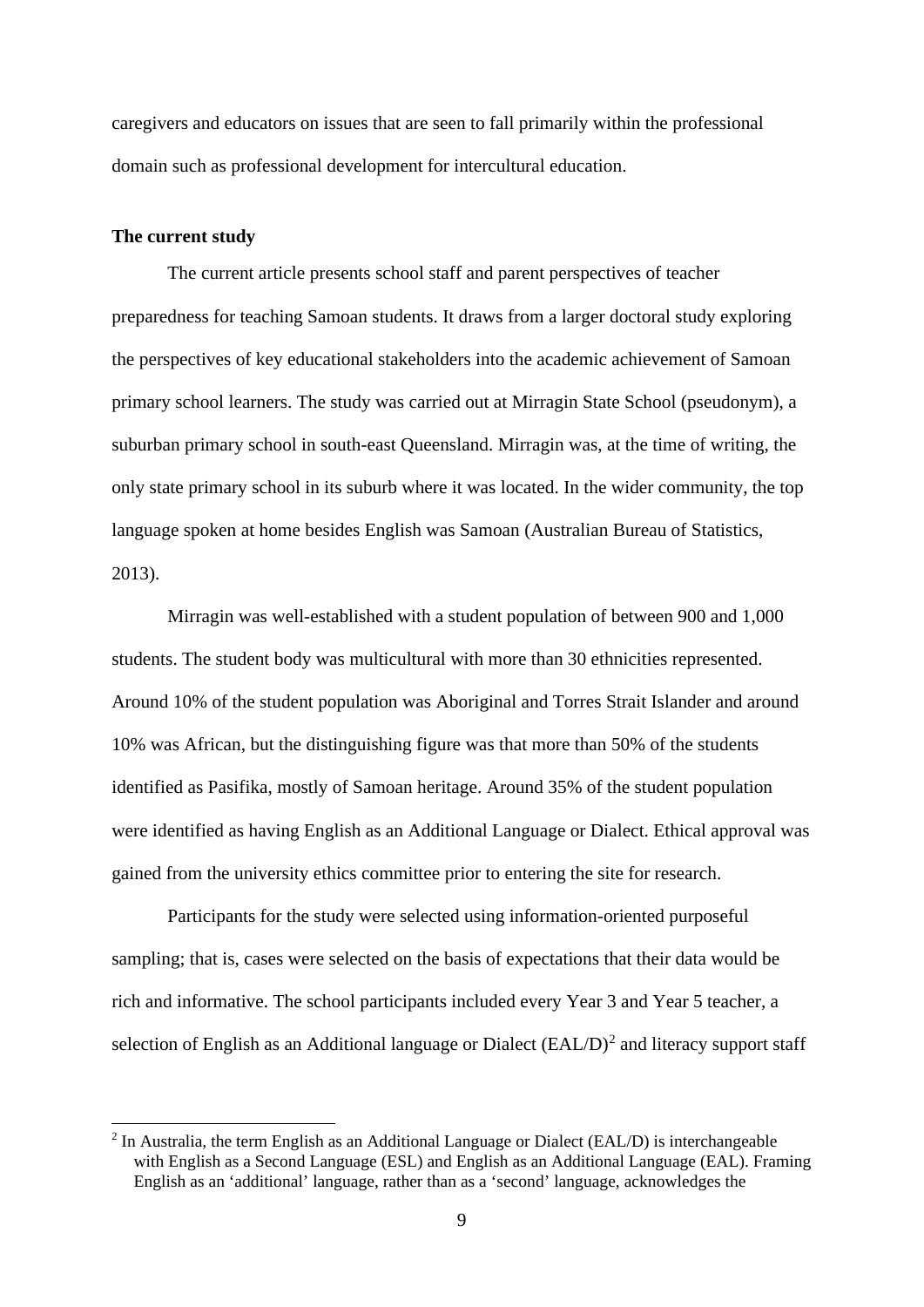caregivers and educators on issues that are seen to fall primarily within the professional domain such as professional development for intercultural education.

**The current study**

The current article presents school staff and parent perspectives of teacher preparedness for teaching Samoan students. It draws from a larger doctoral study exploring the perspectives of key educational stakeholders into the academic achievement of Samoan primary school learners. The study was carried out at Mirragin State School (pseudonym), a suburban primary school in south-east Queensland. Mirragin was, at the time of writing, the only state primary school in its suburb where it was located. In the wider community, the top language spoken at home besides English was Samoan (Australian Bureau of Statistics, 2013).

Mirragin was well-established with a student population of between 900 and 1,000 students. The student body was multicultural with more than 30 ethnicities represented. Around 10% of the student population was Aboriginal and Torres Strait Islander and around 10% was African, but the distinguishing figure was that more than 50% of the students identified as Pasifika, mostly of Samoan heritage. Around 35% of the student population were identified as having English as an Additional Language or Dialect. Ethical approval was gained from the university ethics committee prior to entering the site for research.

Participants for the study were selected using information-oriented purposeful sampling; that is, cases were selected on the basis of expectations that their data would be rich and informative. The school participants included every Year 3 and Year 5 teacher, a selection of English as an Additional language or Dialect (EAL/D)[2] and literacy support staff

[2] In Australia, the term English as an Additional Language or Dialect (EAL/D) is interchangeable with English as a Second Language (ESL) and English as an Additional Language (EAL). Framing English as an 'additional' language, rather than as a 'second' language, acknowledges the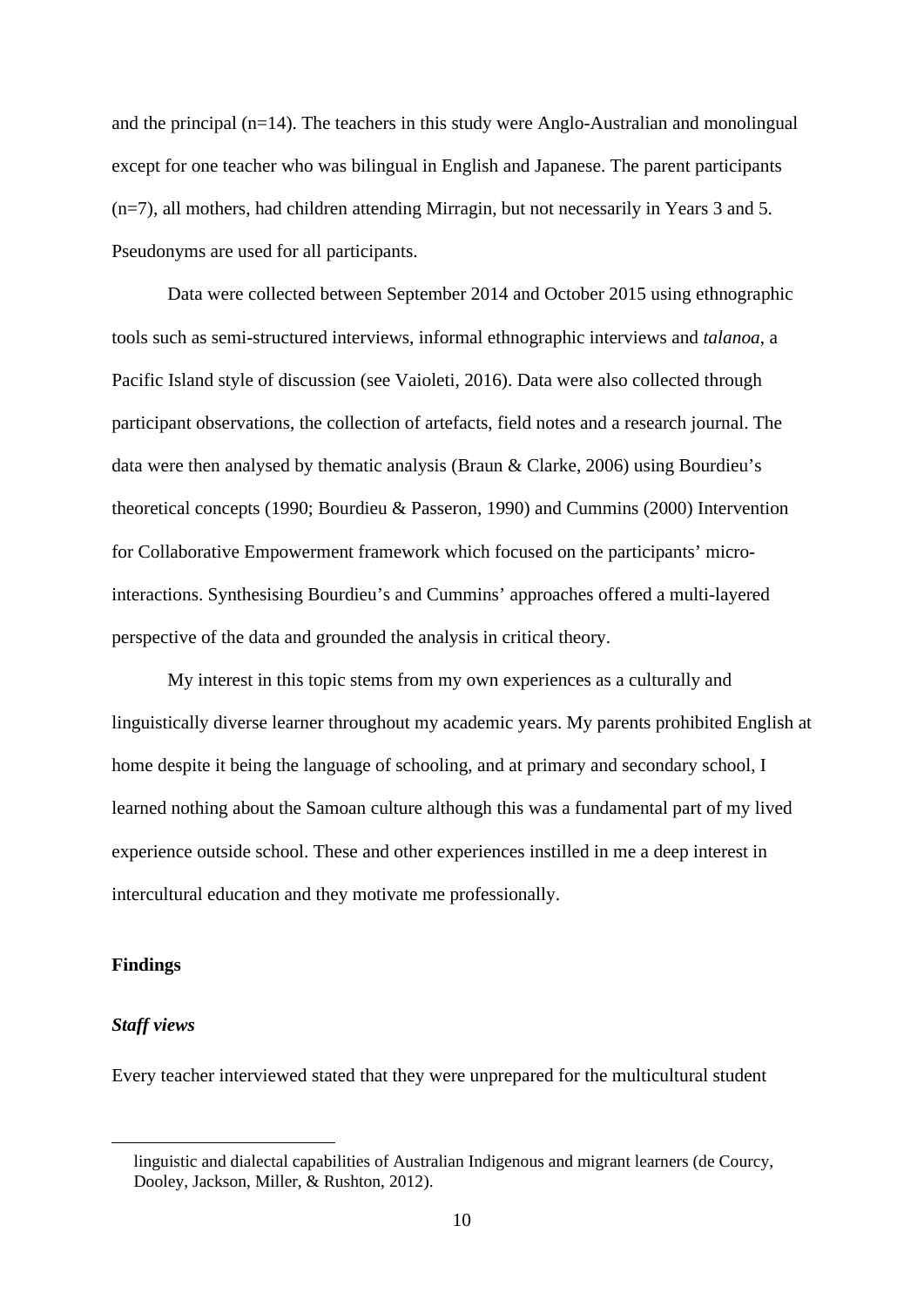and the principal (n=14). The teachers in this study were Anglo-Australian and monolingual except for one teacher who was bilingual in English and Japanese. The parent participants (n=7), all mothers, had children attending Mirragin, but not necessarily in Years 3 and 5. Pseudonyms are used for all participants.

Data were collected between September 2014 and October 2015 using ethnographic tools such as semi-structured interviews, informal ethnographic interviews and *talanoa*, a Pacific Island style of discussion (see Vaioleti, 2016). Data were also collected through participant observations, the collection of artefacts, field notes and a research journal. The data were then analysed by thematic analysis (Braun & Clarke, 2006) using Bourdieu's theoretical concepts (1990; Bourdieu & Passeron, 1990) and Cummins (2000) Intervention for Collaborative Empowerment framework which focused on the participants' micro-interactions. Synthesising Bourdieu's and Cummins' approaches offered a multi-layered perspective of the data and grounded the analysis in critical theory.

My interest in this topic stems from my own experiences as a culturally and linguistically diverse learner throughout my academic years. My parents prohibited English at home despite it being the language of schooling, and at primary and secondary school, I learned nothing about the Samoan culture although this was a fundamental part of my lived experience outside school. These and other experiences instilled in me a deep interest in intercultural education and they motivate me professionally.

## Findings

### *Staff views*

Every teacher interviewed stated that they were unprepared for the multicultural student

---

linguistic and dialectal capabilities of Australian Indigenous and migrant learners (de Courcy, Dooley, Jackson, Miller, & Rushton, 2012).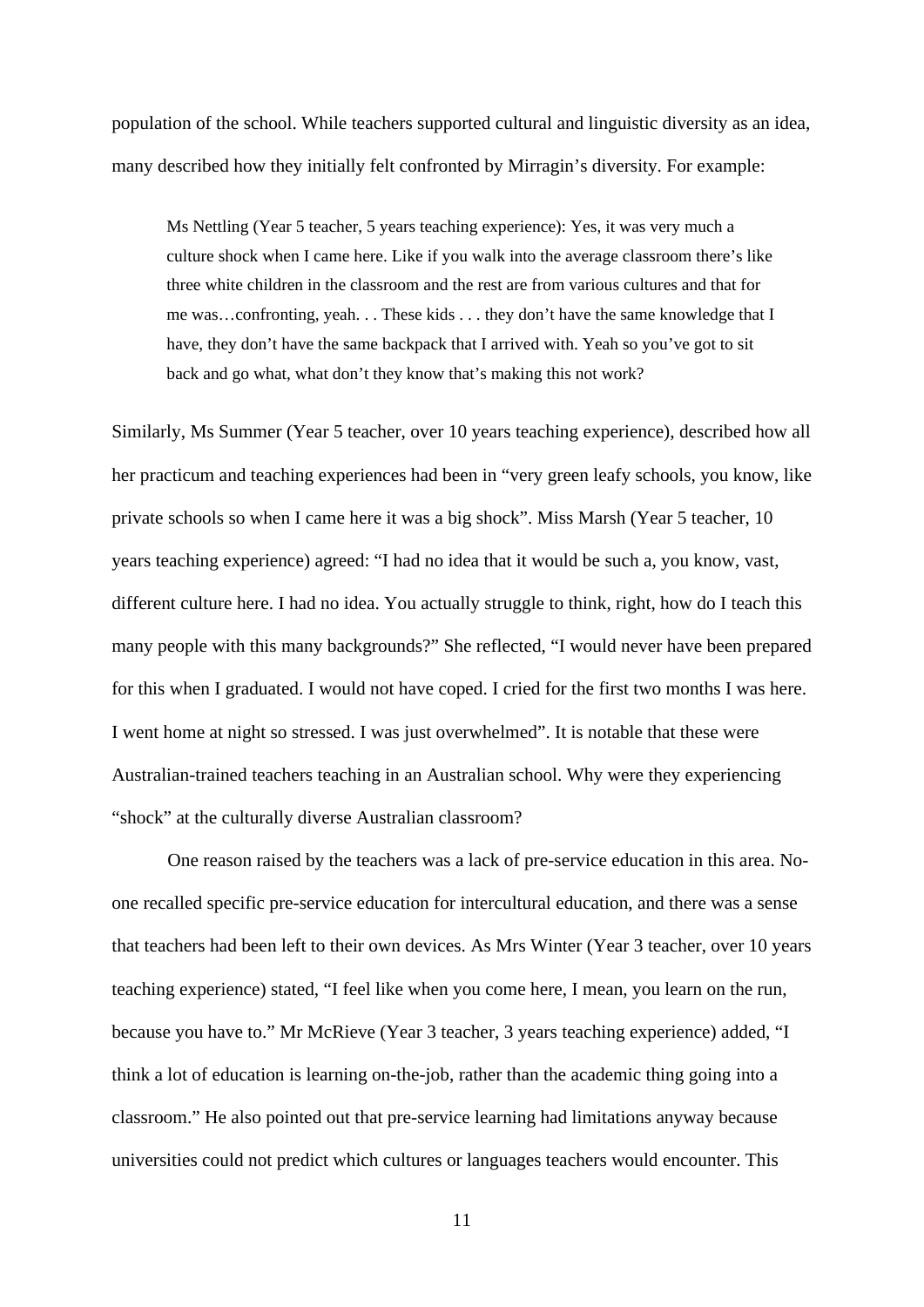population of the school. While teachers supported cultural and linguistic diversity as an idea, many described how they initially felt confronted by Mirragin's diversity. For example:

> Ms Nettling (Year 5 teacher, 5 years teaching experience): Yes, it was very much a culture shock when I came here. Like if you walk into the average classroom there's like three white children in the classroom and the rest are from various cultures and that for me was…confronting, yeah. . . These kids . . . they don't have the same knowledge that I have, they don't have the same backpack that I arrived with. Yeah so you've got to sit back and go what, what don't they know that's making this not work?

Similarly, Ms Summer (Year 5 teacher, over 10 years teaching experience), described how all her practicum and teaching experiences had been in "very green leafy schools, you know, like private schools so when I came here it was a big shock". Miss Marsh (Year 5 teacher, 10 years teaching experience) agreed: "I had no idea that it would be such a, you know, vast, different culture here. I had no idea. You actually struggle to think, right, how do I teach this many people with this many backgrounds?" She reflected, "I would never have been prepared for this when I graduated. I would not have coped. I cried for the first two months I was here. I went home at night so stressed. I was just overwhelmed". It is notable that these were Australian-trained teachers teaching in an Australian school. Why were they experiencing "shock" at the culturally diverse Australian classroom?

One reason raised by the teachers was a lack of pre-service education in this area. No-one recalled specific pre-service education for intercultural education, and there was a sense that teachers had been left to their own devices. As Mrs Winter (Year 3 teacher, over 10 years teaching experience) stated, "I feel like when you come here, I mean, you learn on the run, because you have to." Mr McRieve (Year 3 teacher, 3 years teaching experience) added, "I think a lot of education is learning on-the-job, rather than the academic thing going into a classroom." He also pointed out that pre-service learning had limitations anyway because universities could not predict which cultures or languages teachers would encounter. This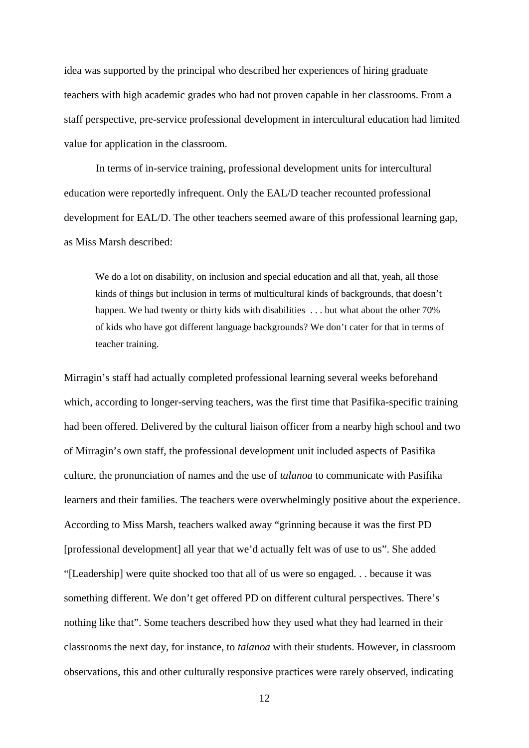idea was supported by the principal who described her experiences of hiring graduate teachers with high academic grades who had not proven capable in her classrooms. From a staff perspective, pre-service professional development in intercultural education had limited value for application in the classroom.

In terms of in-service training, professional development units for intercultural education were reportedly infrequent. Only the EAL/D teacher recounted professional development for EAL/D. The other teachers seemed aware of this professional learning gap, as Miss Marsh described:

> We do a lot on disability, on inclusion and special education and all that, yeah, all those kinds of things but inclusion in terms of multicultural kinds of backgrounds, that doesn't happen. We had twenty or thirty kids with disabilities . . . but what about the other 70% of kids who have got different language backgrounds? We don't cater for that in terms of teacher training.

Mirragin's staff had actually completed professional learning several weeks beforehand which, according to longer-serving teachers, was the first time that Pasifika-specific training had been offered. Delivered by the cultural liaison officer from a nearby high school and two of Mirragin's own staff, the professional development unit included aspects of Pasifika culture, the pronunciation of names and the use of *talanoa* to communicate with Pasifika learners and their families. The teachers were overwhelmingly positive about the experience. According to Miss Marsh, teachers walked away "grinning because it was the first PD [professional development] all year that we'd actually felt was of use to us". She added "[Leadership] were quite shocked too that all of us were so engaged. . . because it was something different. We don't get offered PD on different cultural perspectives. There's nothing like that". Some teachers described how they used what they had learned in their classrooms the next day, for instance, to *talanoa* with their students. However, in classroom observations, this and other culturally responsive practices were rarely observed, indicating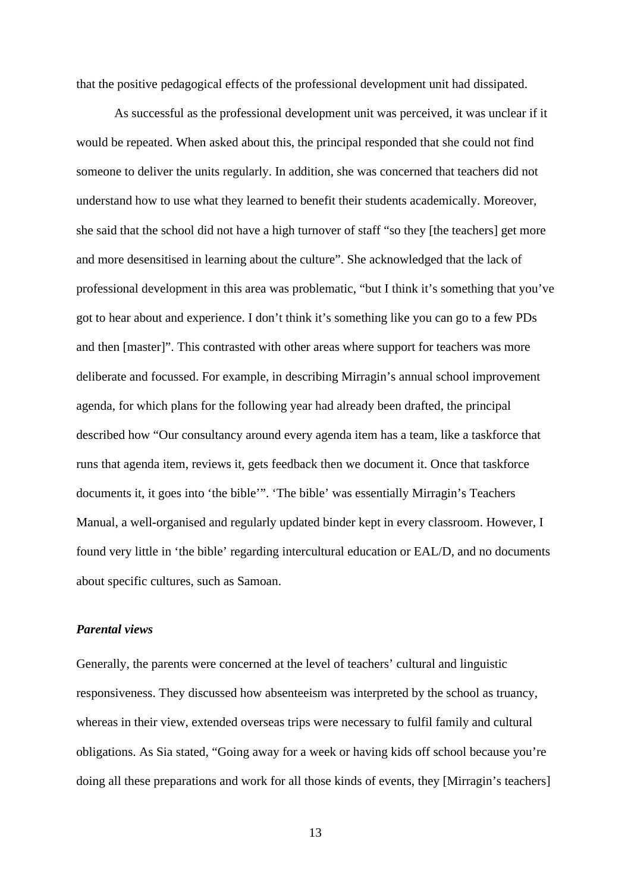that the positive pedagogical effects of the professional development unit had dissipated.

As successful as the professional development unit was perceived, it was unclear if it would be repeated. When asked about this, the principal responded that she could not find someone to deliver the units regularly. In addition, she was concerned that teachers did not understand how to use what they learned to benefit their students academically. Moreover, she said that the school did not have a high turnover of staff "so they [the teachers] get more and more desensitised in learning about the culture". She acknowledged that the lack of professional development in this area was problematic, "but I think it's something that you've got to hear about and experience. I don't think it's something like you can go to a few PDs and then [master]". This contrasted with other areas where support for teachers was more deliberate and focussed. For example, in describing Mirragin's annual school improvement agenda, for which plans for the following year had already been drafted, the principal described how "Our consultancy around every agenda item has a team, like a taskforce that runs that agenda item, reviews it, gets feedback then we document it. Once that taskforce documents it, it goes into 'the bible'". 'The bible' was essentially Mirragin's Teachers Manual, a well-organised and regularly updated binder kept in every classroom. However, I found very little in 'the bible' regarding intercultural education or EAL/D, and no documents about specific cultures, such as Samoan.

### *Parental views*

Generally, the parents were concerned at the level of teachers' cultural and linguistic responsiveness. They discussed how absenteeism was interpreted by the school as truancy, whereas in their view, extended overseas trips were necessary to fulfil family and cultural obligations. As Sia stated, "Going away for a week or having kids off school because you're doing all these preparations and work for all those kinds of events, they [Mirragin's teachers]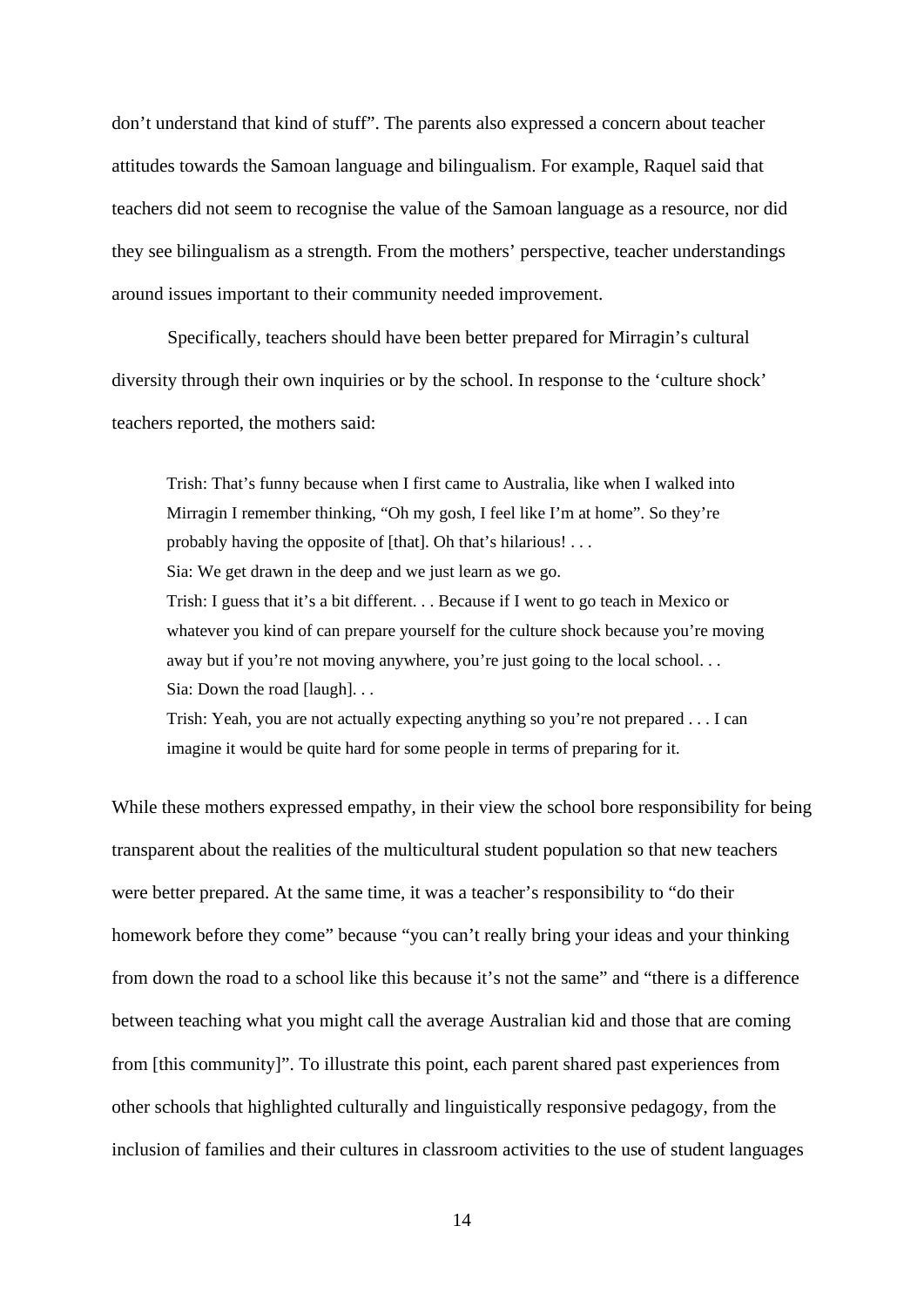don’t understand that kind of stuff”. The parents also expressed a concern about teacher attitudes towards the Samoan language and bilingualism. For example, Raquel said that teachers did not seem to recognise the value of the Samoan language as a resource, nor did they see bilingualism as a strength. From the mothers’ perspective, teacher understandings around issues important to their community needed improvement.

Specifically, teachers should have been better prepared for Mirragin’s cultural diversity through their own inquiries or by the school. In response to the ‘culture shock’ teachers reported, the mothers said:

> Trish: That’s funny because when I first came to Australia, like when I walked into Mirragin I remember thinking, “Oh my gosh, I feel like I’m at home”. So they’re probably having the opposite of [that]. Oh that’s hilarious! . . .
> Sia: We get drawn in the deep and we just learn as we go.
> Trish: I guess that it’s a bit different. . . Because if I went to go teach in Mexico or whatever you kind of can prepare yourself for the culture shock because you’re moving away but if you’re not moving anywhere, you’re just going to the local school. . .
> Sia: Down the road [laugh]. . .
> Trish: Yeah, you are not actually expecting anything so you’re not prepared . . . I can imagine it would be quite hard for some people in terms of preparing for it.

While these mothers expressed empathy, in their view the school bore responsibility for being transparent about the realities of the multicultural student population so that new teachers were better prepared. At the same time, it was a teacher’s responsibility to “do their homework before they come” because “you can’t really bring your ideas and your thinking from down the road to a school like this because it’s not the same” and “there is a difference between teaching what you might call the average Australian kid and those that are coming from [this community]”. To illustrate this point, each parent shared past experiences from other schools that highlighted culturally and linguistically responsive pedagogy, from the inclusion of families and their cultures in classroom activities to the use of student languages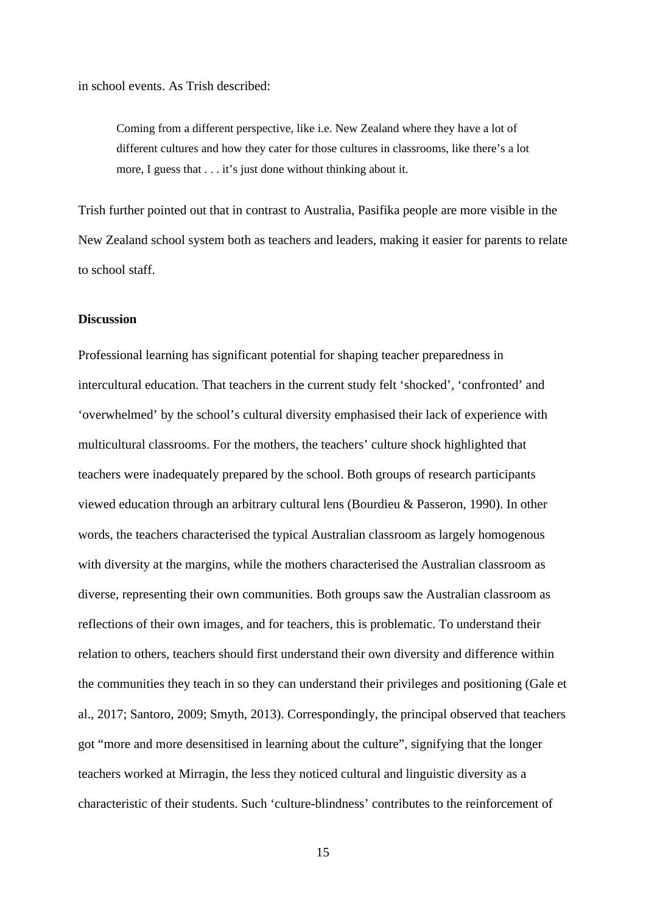in school events. As Trish described:

> Coming from a different perspective, like i.e. New Zealand where they have a lot of different cultures and how they cater for those cultures in classrooms, like there's a lot more, I guess that . . . it's just done without thinking about it.

Trish further pointed out that in contrast to Australia, Pasifika people are more visible in the New Zealand school system both as teachers and leaders, making it easier for parents to relate to school staff.

**Discussion**

Professional learning has significant potential for shaping teacher preparedness in intercultural education. That teachers in the current study felt 'shocked', 'confronted' and 'overwhelmed' by the school's cultural diversity emphasised their lack of experience with multicultural classrooms. For the mothers, the teachers' culture shock highlighted that teachers were inadequately prepared by the school. Both groups of research participants viewed education through an arbitrary cultural lens (Bourdieu & Passeron, 1990). In other words, the teachers characterised the typical Australian classroom as largely homogenous with diversity at the margins, while the mothers characterised the Australian classroom as diverse, representing their own communities. Both groups saw the Australian classroom as reflections of their own images, and for teachers, this is problematic. To understand their relation to others, teachers should first understand their own diversity and difference within the communities they teach in so they can understand their privileges and positioning (Gale et al., 2017; Santoro, 2009; Smyth, 2013). Correspondingly, the principal observed that teachers got "more and more desensitised in learning about the culture", signifying that the longer teachers worked at Mirragin, the less they noticed cultural and linguistic diversity as a characteristic of their students. Such 'culture-blindness' contributes to the reinforcement of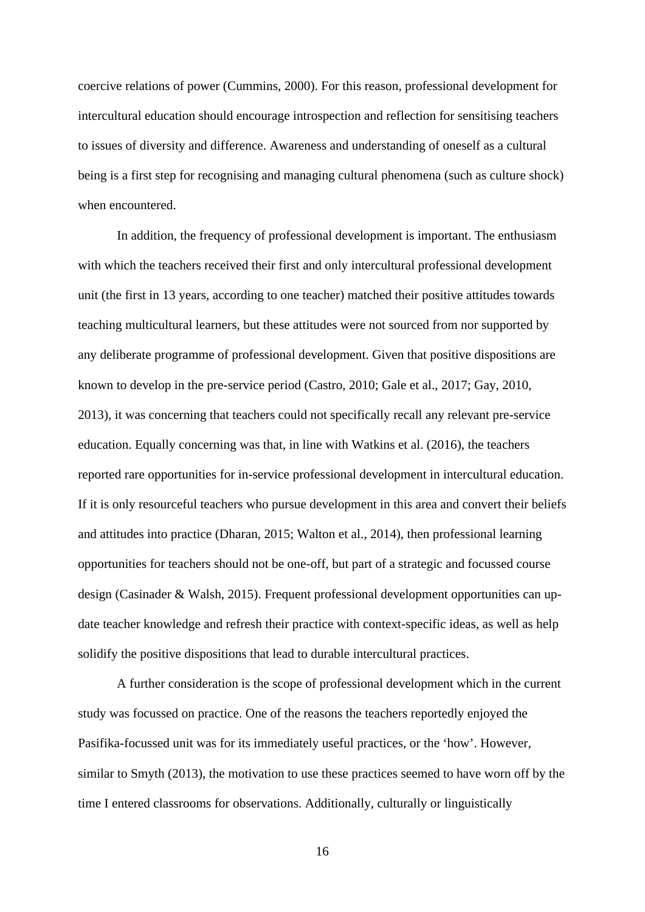coercive relations of power (Cummins, 2000). For this reason, professional development for intercultural education should encourage introspection and reflection for sensitising teachers to issues of diversity and difference. Awareness and understanding of oneself as a cultural being is a first step for recognising and managing cultural phenomena (such as culture shock) when encountered.

In addition, the frequency of professional development is important. The enthusiasm with which the teachers received their first and only intercultural professional development unit (the first in 13 years, according to one teacher) matched their positive attitudes towards teaching multicultural learners, but these attitudes were not sourced from nor supported by any deliberate programme of professional development. Given that positive dispositions are known to develop in the pre-service period (Castro, 2010; Gale et al., 2017; Gay, 2010, 2013), it was concerning that teachers could not specifically recall any relevant pre-service education. Equally concerning was that, in line with Watkins et al. (2016), the teachers reported rare opportunities for in-service professional development in intercultural education. If it is only resourceful teachers who pursue development in this area and convert their beliefs and attitudes into practice (Dharan, 2015; Walton et al., 2014), then professional learning opportunities for teachers should not be one-off, but part of a strategic and focussed course design (Casinader & Walsh, 2015). Frequent professional development opportunities can up-date teacher knowledge and refresh their practice with context-specific ideas, as well as help solidify the positive dispositions that lead to durable intercultural practices.

A further consideration is the scope of professional development which in the current study was focussed on practice. One of the reasons the teachers reportedly enjoyed the Pasifika-focussed unit was for its immediately useful practices, or the 'how'. However, similar to Smyth (2013), the motivation to use these practices seemed to have worn off by the time I entered classrooms for observations. Additionally, culturally or linguistically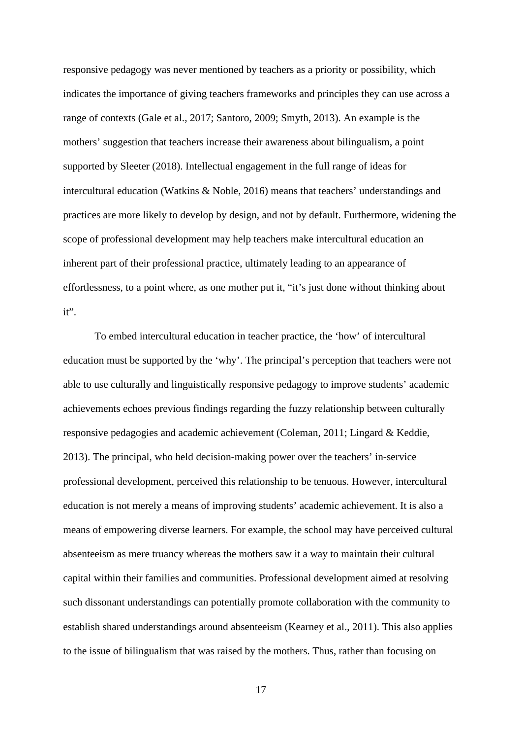responsive pedagogy was never mentioned by teachers as a priority or possibility, which indicates the importance of giving teachers frameworks and principles they can use across a range of contexts (Gale et al., 2017; Santoro, 2009; Smyth, 2013). An example is the mothers' suggestion that teachers increase their awareness about bilingualism, a point supported by Sleeter (2018). Intellectual engagement in the full range of ideas for intercultural education (Watkins & Noble, 2016) means that teachers' understandings and practices are more likely to develop by design, and not by default. Furthermore, widening the scope of professional development may help teachers make intercultural education an inherent part of their professional practice, ultimately leading to an appearance of effortlessness, to a point where, as one mother put it, "it's just done without thinking about it".

To embed intercultural education in teacher practice, the 'how' of intercultural education must be supported by the 'why'. The principal's perception that teachers were not able to use culturally and linguistically responsive pedagogy to improve students' academic achievements echoes previous findings regarding the fuzzy relationship between culturally responsive pedagogies and academic achievement (Coleman, 2011; Lingard & Keddie, 2013). The principal, who held decision-making power over the teachers' in-service professional development, perceived this relationship to be tenuous. However, intercultural education is not merely a means of improving students' academic achievement. It is also a means of empowering diverse learners. For example, the school may have perceived cultural absenteeism as mere truancy whereas the mothers saw it a way to maintain their cultural capital within their families and communities. Professional development aimed at resolving such dissonant understandings can potentially promote collaboration with the community to establish shared understandings around absenteeism (Kearney et al., 2011). This also applies to the issue of bilingualism that was raised by the mothers. Thus, rather than focusing on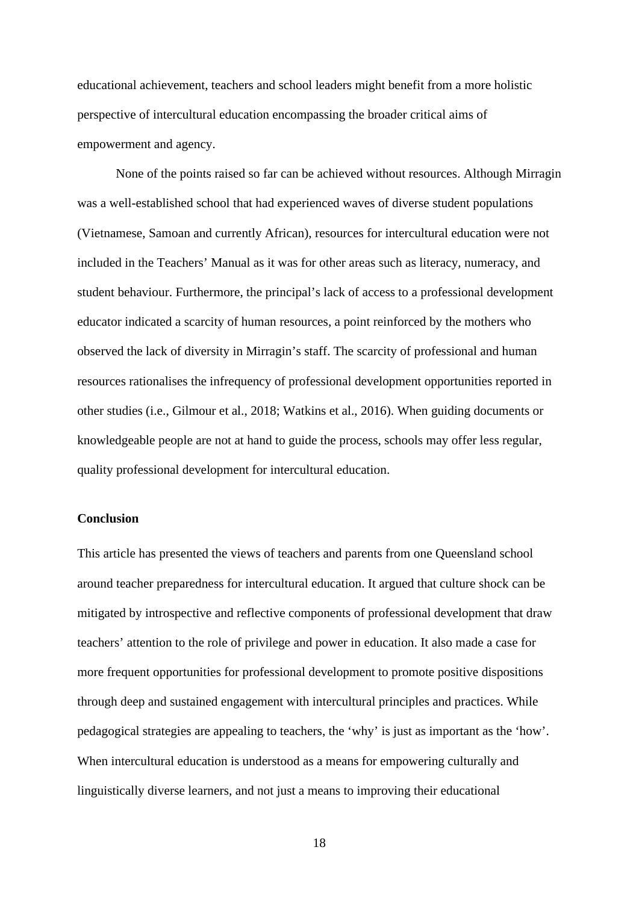educational achievement, teachers and school leaders might benefit from a more holistic perspective of intercultural education encompassing the broader critical aims of empowerment and agency.

None of the points raised so far can be achieved without resources. Although Mirragin was a well-established school that had experienced waves of diverse student populations (Vietnamese, Samoan and currently African), resources for intercultural education were not included in the Teachers' Manual as it was for other areas such as literacy, numeracy, and student behaviour. Furthermore, the principal's lack of access to a professional development educator indicated a scarcity of human resources, a point reinforced by the mothers who observed the lack of diversity in Mirragin's staff. The scarcity of professional and human resources rationalises the infrequency of professional development opportunities reported in other studies (i.e., Gilmour et al., 2018; Watkins et al., 2016). When guiding documents or knowledgeable people are not at hand to guide the process, schools may offer less regular, quality professional development for intercultural education.

**Conclusion**

This article has presented the views of teachers and parents from one Queensland school around teacher preparedness for intercultural education. It argued that culture shock can be mitigated by introspective and reflective components of professional development that draw teachers' attention to the role of privilege and power in education. It also made a case for more frequent opportunities for professional development to promote positive dispositions through deep and sustained engagement with intercultural principles and practices. While pedagogical strategies are appealing to teachers, the 'why' is just as important as the 'how'. When intercultural education is understood as a means for empowering culturally and linguistically diverse learners, and not just a means to improving their educational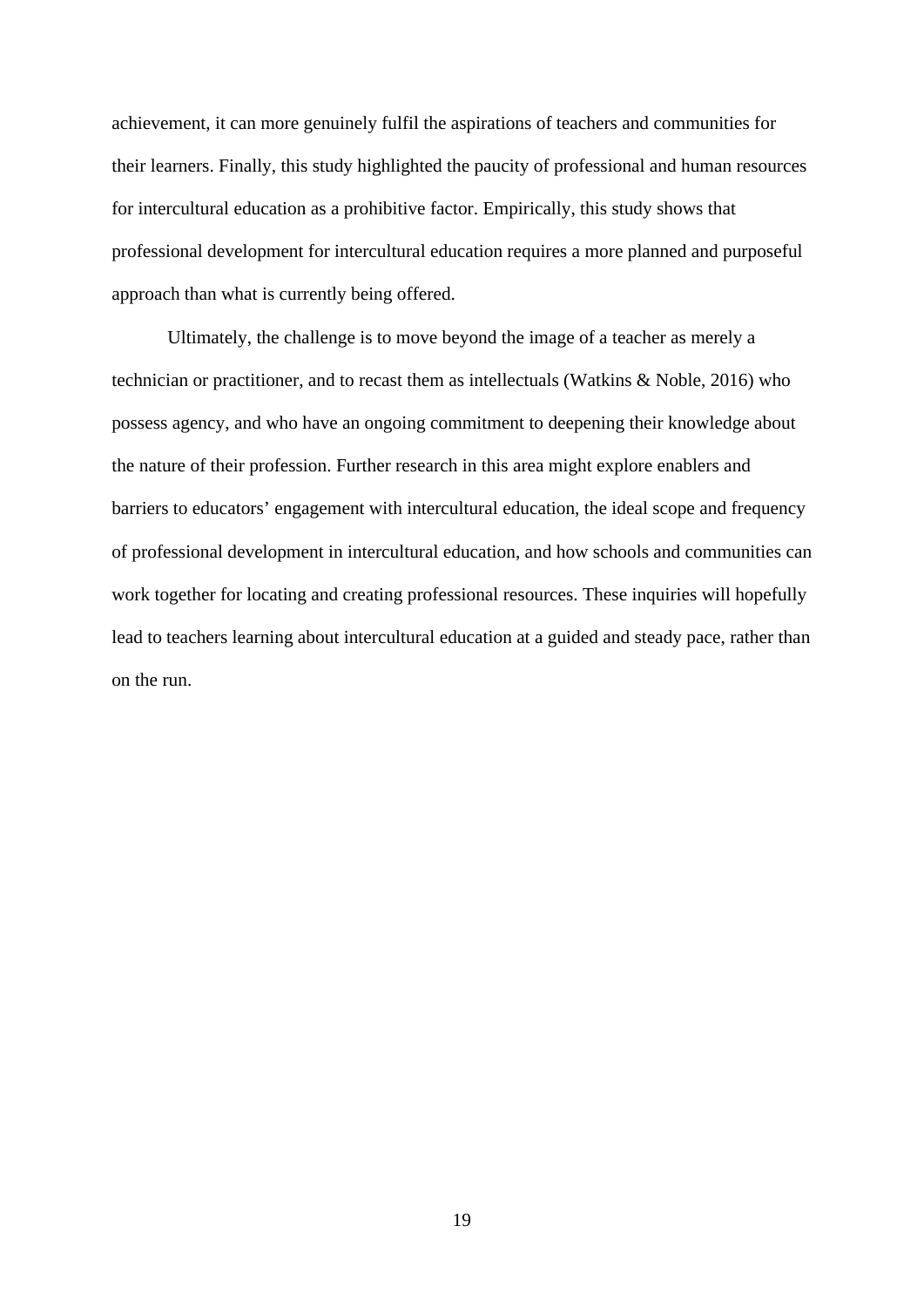achievement, it can more genuinely fulfil the aspirations of teachers and communities for their learners. Finally, this study highlighted the paucity of professional and human resources for intercultural education as a prohibitive factor. Empirically, this study shows that professional development for intercultural education requires a more planned and purposeful approach than what is currently being offered.

Ultimately, the challenge is to move beyond the image of a teacher as merely a technician or practitioner, and to recast them as intellectuals (Watkins & Noble, 2016) who possess agency, and who have an ongoing commitment to deepening their knowledge about the nature of their profession. Further research in this area might explore enablers and barriers to educators' engagement with intercultural education, the ideal scope and frequency of professional development in intercultural education, and how schools and communities can work together for locating and creating professional resources. These inquiries will hopefully lead to teachers learning about intercultural education at a guided and steady pace, rather than on the run.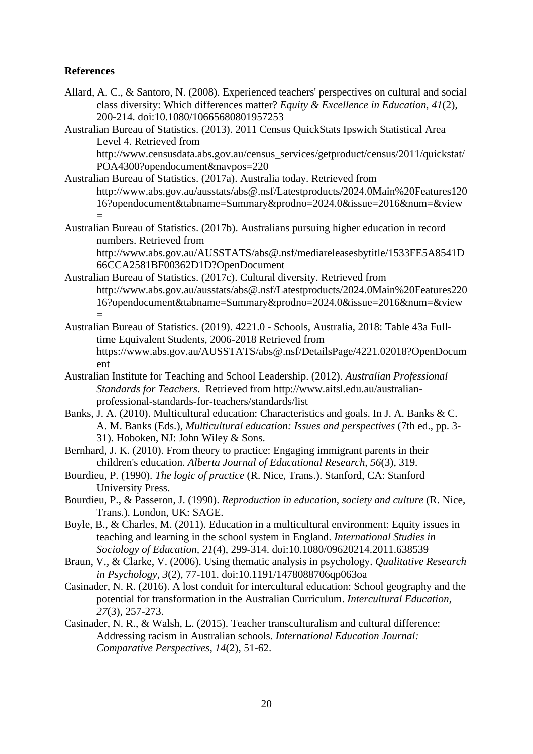**References**

Allard, A. C., & Santoro, N. (2008). Experienced teachers' perspectives on cultural and social class diversity: Which differences matter? *Equity & Excellence in Education, 41*(2), 200-214. doi:10.1080/10665680801957253

Australian Bureau of Statistics. (2013). 2011 Census QuickStats Ipswich Statistical Area Level 4. Retrieved from http://www.censusdata.abs.gov.au/census_services/getproduct/census/2011/quickstat/POA4300?opendocument&navpos=220

Australian Bureau of Statistics. (2017a). Australia today. Retrieved from http://www.abs.gov.au/ausstats/abs@.nsf/Latestproducts/2024.0Main%20Features12016?opendocument&tabname=Summary&prodno=2024.0&issue=2016&num=&view=

Australian Bureau of Statistics. (2017b). Australians pursuing higher education in record numbers. Retrieved from http://www.abs.gov.au/AUSSTATS/abs@.nsf/mediareleasesbytitle/1533FE5A8541D66CCA2581BF00362D1D?OpenDocument

Australian Bureau of Statistics. (2017c). Cultural diversity. Retrieved from http://www.abs.gov.au/ausstats/abs@.nsf/Latestproducts/2024.0Main%20Features22016?opendocument&tabname=Summary&prodno=2024.0&issue=2016&num=&view=

Australian Bureau of Statistics. (2019). 4221.0 - Schools, Australia, 2018: Table 43a Full-time Equivalent Students, 2006-2018 Retrieved from https://www.abs.gov.au/AUSSTATS/abs@.nsf/DetailsPage/4221.02018?OpenDocument

Australian Institute for Teaching and School Leadership. (2012). *Australian Professional Standards for Teachers*. Retrieved from http://www.aitsl.edu.au/australian-professional-standards-for-teachers/standards/list

Banks, J. A. (2010). Multicultural education: Characteristics and goals. In J. A. Banks & C. A. M. Banks (Eds.), *Multicultural education: Issues and perspectives* (7th ed., pp. 3-31). Hoboken, NJ: John Wiley & Sons.

Bernhard, J. K. (2010). From theory to practice: Engaging immigrant parents in their children's education. *Alberta Journal of Educational Research, 56*(3), 319.

Bourdieu, P. (1990). *The logic of practice* (R. Nice, Trans.). Stanford, CA: Stanford University Press.

Bourdieu, P., & Passeron, J. (1990). *Reproduction in education, society and culture* (R. Nice, Trans.). London, UK: SAGE.

Boyle, B., & Charles, M. (2011). Education in a multicultural environment: Equity issues in teaching and learning in the school system in England. *International Studies in Sociology of Education, 21*(4), 299-314. doi:10.1080/09620214.2011.638539

Braun, V., & Clarke, V. (2006). Using thematic analysis in psychology. *Qualitative Research in Psychology, 3*(2), 77-101. doi:10.1191/1478088706qp063oa

Casinader, N. R. (2016). A lost conduit for intercultural education: School geography and the potential for transformation in the Australian Curriculum. *Intercultural Education, 27*(3), 257-273.

Casinader, N. R., & Walsh, L. (2015). Teacher transculturalism and cultural difference: Addressing racism in Australian schools. *International Education Journal: Comparative Perspectives, 14*(2), 51-62.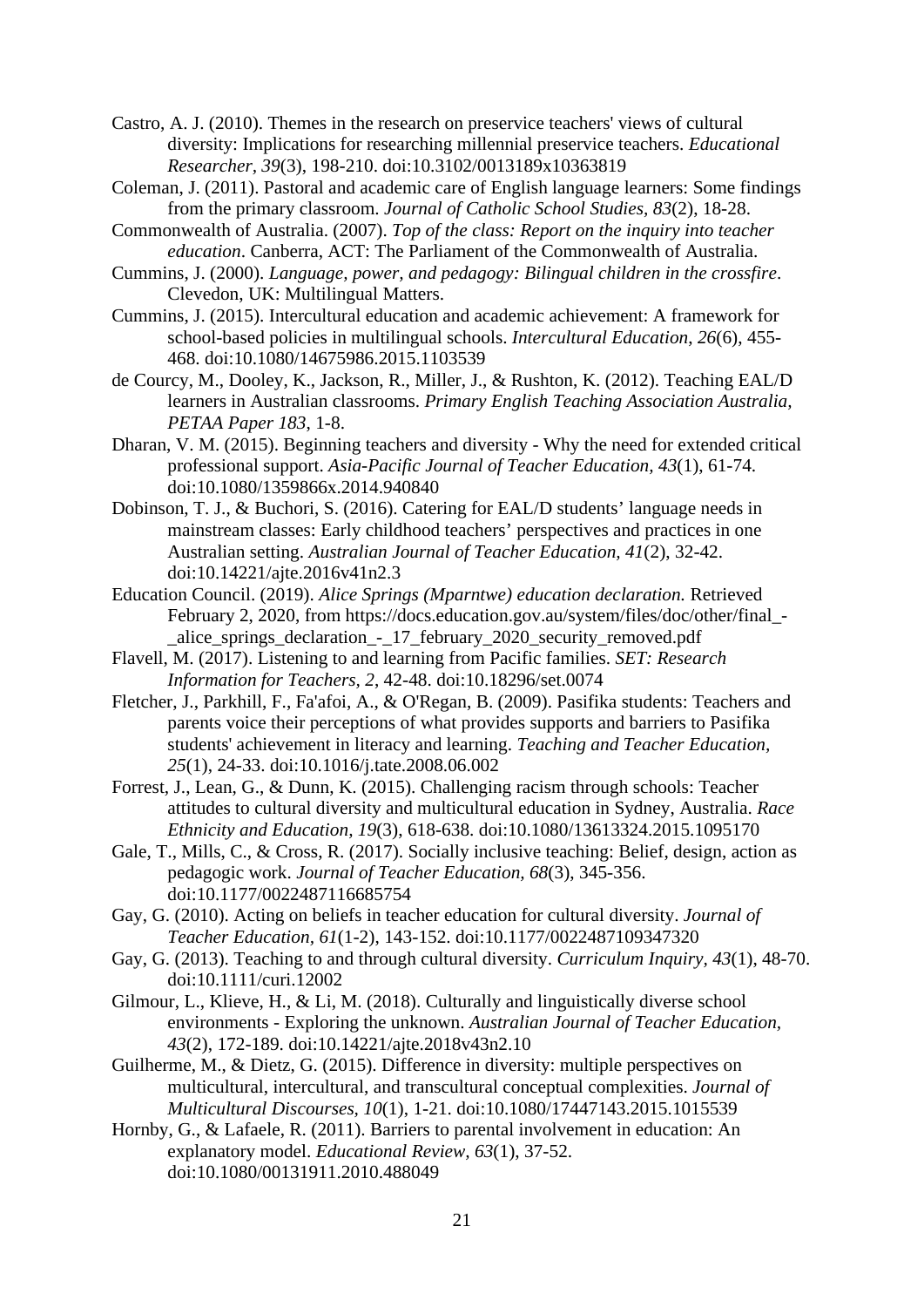Castro, A. J. (2010). Themes in the research on preservice teachers' views of cultural diversity: Implications for researching millennial preservice teachers. *Educational Researcher, 39*(3), 198-210. doi:10.3102/0013189x10363819

Coleman, J. (2011). Pastoral and academic care of English language learners: Some findings from the primary classroom. *Journal of Catholic School Studies, 83*(2), 18-28.

Commonwealth of Australia. (2007). *Top of the class: Report on the inquiry into teacher education*. Canberra, ACT: The Parliament of the Commonwealth of Australia.

Cummins, J. (2000). *Language, power, and pedagogy: Bilingual children in the crossfire*. Clevedon, UK: Multilingual Matters.

Cummins, J. (2015). Intercultural education and academic achievement: A framework for school-based policies in multilingual schools. *Intercultural Education, 26*(6), 455-468. doi:10.1080/14675986.2015.1103539

de Courcy, M., Dooley, K., Jackson, R., Miller, J., & Rushton, K. (2012). Teaching EAL/D learners in Australian classrooms. *Primary English Teaching Association Australia, PETAA Paper 183*, 1-8.

Dharan, V. M. (2015). Beginning teachers and diversity - Why the need for extended critical professional support. *Asia-Pacific Journal of Teacher Education, 43*(1), 61-74. doi:10.1080/1359866x.2014.940840

Dobinson, T. J., & Buchori, S. (2016). Catering for EAL/D students' language needs in mainstream classes: Early childhood teachers' perspectives and practices in one Australian setting. *Australian Journal of Teacher Education, 41*(2), 32-42. doi:10.14221/ajte.2016v41n2.3

Education Council. (2019). *Alice Springs (Mparntwe) education declaration.* Retrieved February 2, 2020, from https://docs.education.gov.au/system/files/doc/other/final_-_alice_springs_declaration_-_17_february_2020_security_removed.pdf

Flavell, M. (2017). Listening to and learning from Pacific families. *SET: Research Information for Teachers, 2*, 42-48. doi:10.18296/set.0074

Fletcher, J., Parkhill, F., Fa'afoi, A., & O'Regan, B. (2009). Pasifika students: Teachers and parents voice their perceptions of what provides supports and barriers to Pasifika students' achievement in literacy and learning. *Teaching and Teacher Education, 25*(1), 24-33. doi:10.1016/j.tate.2008.06.002

Forrest, J., Lean, G., & Dunn, K. (2015). Challenging racism through schools: Teacher attitudes to cultural diversity and multicultural education in Sydney, Australia. *Race Ethnicity and Education, 19*(3), 618-638. doi:10.1080/13613324.2015.1095170

Gale, T., Mills, C., & Cross, R. (2017). Socially inclusive teaching: Belief, design, action as pedagogic work. *Journal of Teacher Education, 68*(3), 345-356. doi:10.1177/0022487116685754

Gay, G. (2010). Acting on beliefs in teacher education for cultural diversity. *Journal of Teacher Education, 61*(1-2), 143-152. doi:10.1177/0022487109347320

Gay, G. (2013). Teaching to and through cultural diversity. *Curriculum Inquiry, 43*(1), 48-70. doi:10.1111/curi.12002

Gilmour, L., Klieve, H., & Li, M. (2018). Culturally and linguistically diverse school environments - Exploring the unknown. *Australian Journal of Teacher Education, 43*(2), 172-189. doi:10.14221/ajte.2018v43n2.10

Guilherme, M., & Dietz, G. (2015). Difference in diversity: multiple perspectives on multicultural, intercultural, and transcultural conceptual complexities. *Journal of Multicultural Discourses, 10*(1), 1-21. doi:10.1080/17447143.2015.1015539

Hornby, G., & Lafaele, R. (2011). Barriers to parental involvement in education: An explanatory model. *Educational Review, 63*(1), 37-52. doi:10.1080/00131911.2010.488049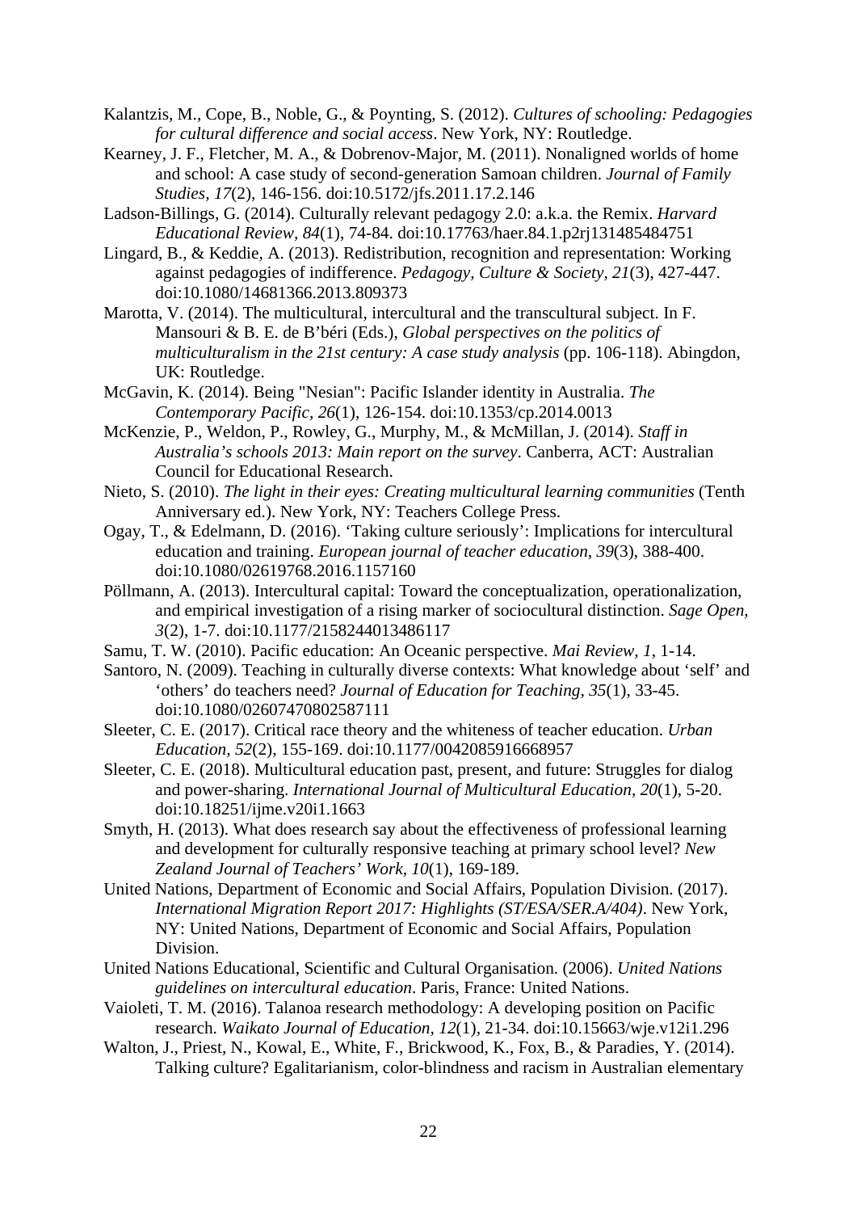Kalantzis, M., Cope, B., Noble, G., & Poynting, S. (2012). *Cultures of schooling: Pedagogies for cultural difference and social access*. New York, NY: Routledge.

Kearney, J. F., Fletcher, M. A., & Dobrenov-Major, M. (2011). Nonaligned worlds of home and school: A case study of second-generation Samoan children. *Journal of Family Studies, 17*(2), 146-156. doi:10.5172/jfs.2011.17.2.146

Ladson-Billings, G. (2014). Culturally relevant pedagogy 2.0: a.k.a. the Remix. *Harvard Educational Review, 84*(1), 74-84. doi:10.17763/haer.84.1.p2rj131485484751

Lingard, B., & Keddie, A. (2013). Redistribution, recognition and representation: Working against pedagogies of indifference. *Pedagogy, Culture & Society, 21*(3), 427-447. doi:10.1080/14681366.2013.809373

Marotta, V. (2014). The multicultural, intercultural and the transcultural subject. In F. Mansouri & B. E. de B'béri (Eds.), *Global perspectives on the politics of multiculturalism in the 21st century: A case study analysis* (pp. 106-118). Abingdon, UK: Routledge.

McGavin, K. (2014). Being "Nesian": Pacific Islander identity in Australia. *The Contemporary Pacific, 26*(1), 126-154. doi:10.1353/cp.2014.0013

McKenzie, P., Weldon, P., Rowley, G., Murphy, M., & McMillan, J. (2014). *Staff in Australia's schools 2013: Main report on the survey*. Canberra, ACT: Australian Council for Educational Research.

Nieto, S. (2010). *The light in their eyes: Creating multicultural learning communities* (Tenth Anniversary ed.). New York, NY: Teachers College Press.

Ogay, T., & Edelmann, D. (2016). 'Taking culture seriously': Implications for intercultural education and training. *European journal of teacher education, 39*(3), 388-400. doi:10.1080/02619768.2016.1157160

Pöllmann, A. (2013). Intercultural capital: Toward the conceptualization, operationalization, and empirical investigation of a rising marker of sociocultural distinction. *Sage Open, 3*(2), 1-7. doi:10.1177/2158244013486117

Samu, T. W. (2010). Pacific education: An Oceanic perspective. *Mai Review, 1*, 1-14.

Santoro, N. (2009). Teaching in culturally diverse contexts: What knowledge about 'self' and 'others' do teachers need? *Journal of Education for Teaching, 35*(1), 33-45. doi:10.1080/02607470802587111

Sleeter, C. E. (2017). Critical race theory and the whiteness of teacher education. *Urban Education, 52*(2), 155-169. doi:10.1177/0042085916668957

Sleeter, C. E. (2018). Multicultural education past, present, and future: Struggles for dialog and power-sharing. *International Journal of Multicultural Education, 20*(1), 5-20. doi:10.18251/ijme.v20i1.1663

Smyth, H. (2013). What does research say about the effectiveness of professional learning and development for culturally responsive teaching at primary school level? *New Zealand Journal of Teachers' Work, 10*(1), 169-189.

United Nations, Department of Economic and Social Affairs, Population Division. (2017). *International Migration Report 2017: Highlights (ST/ESA/SER.A/404)*. New York, NY: United Nations, Department of Economic and Social Affairs, Population Division.

United Nations Educational, Scientific and Cultural Organisation. (2006). *United Nations guidelines on intercultural education*. Paris, France: United Nations.

Vaioleti, T. M. (2016). Talanoa research methodology: A developing position on Pacific research. *Waikato Journal of Education, 12*(1), 21-34. doi:10.15663/wje.v12i1.296

Walton, J., Priest, N., Kowal, E., White, F., Brickwood, K., Fox, B., & Paradies, Y. (2014). Talking culture? Egalitarianism, color-blindness and racism in Australian elementary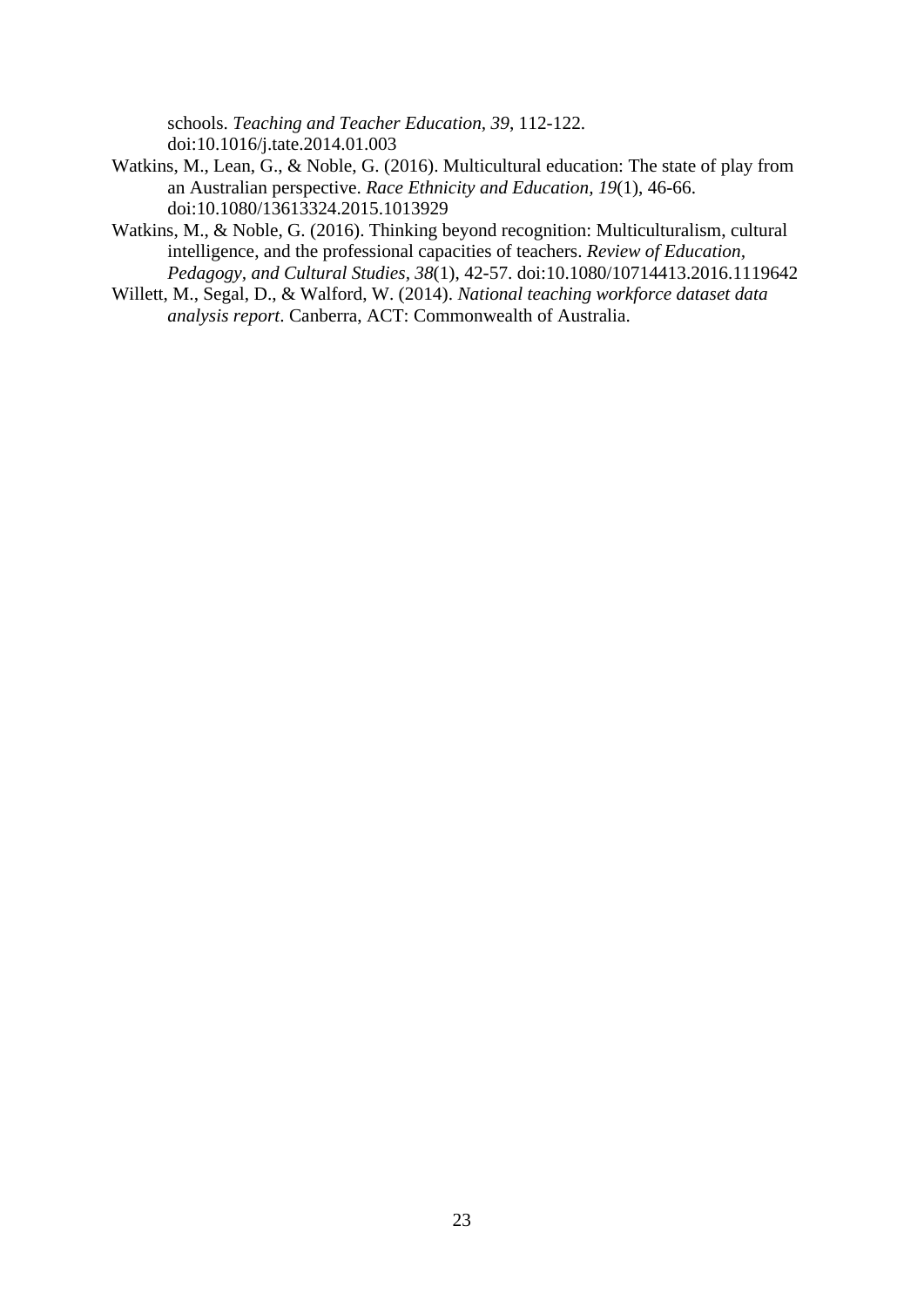schools. *Teaching and Teacher Education*, *39*, 112-122. doi:10.1016/j.tate.2014.01.003

Watkins, M., Lean, G., & Noble, G. (2016). Multicultural education: The state of play from an Australian perspective. *Race Ethnicity and Education, 19*(1), 46-66. doi:10.1080/13613324.2015.1013929

Watkins, M., & Noble, G. (2016). Thinking beyond recognition: Multiculturalism, cultural intelligence, and the professional capacities of teachers. *Review of Education, Pedagogy, and Cultural Studies*, *38*(1), 42-57. doi:10.1080/10714413.2016.1119642

Willett, M., Segal, D., & Walford, W. (2014). *National teaching workforce dataset data analysis report*. Canberra, ACT: Commonwealth of Australia.